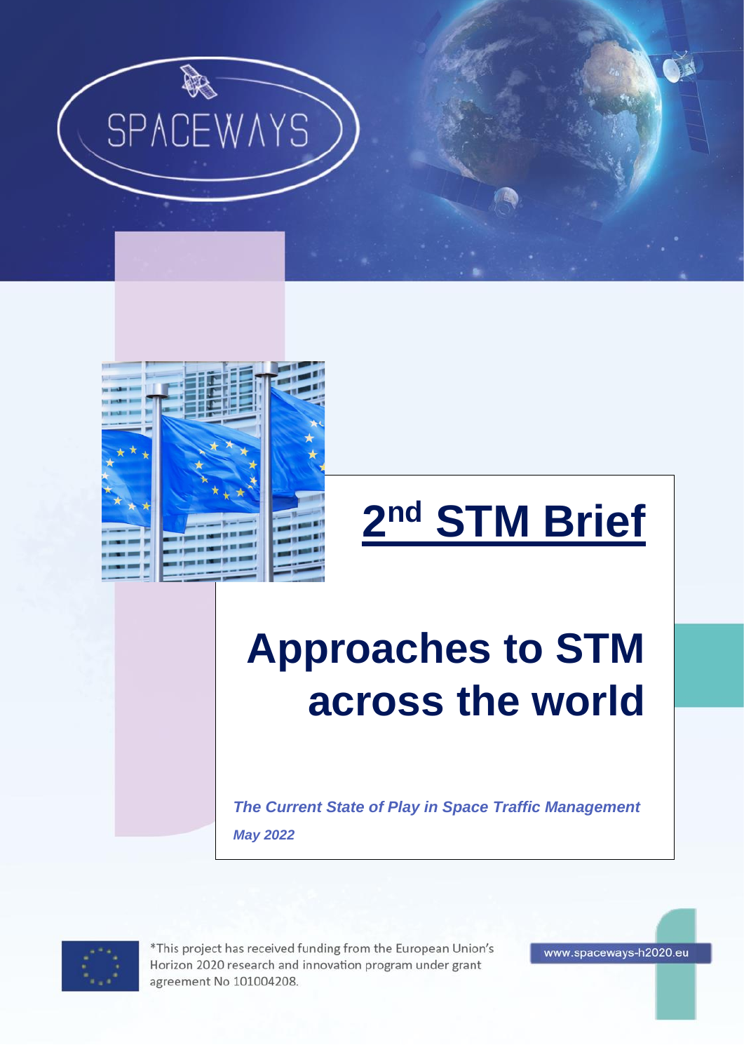SPACEWAYS

# 2nd STM Brief

# Approaches to STM across the world

***The Current State of Play in Space Traffic Management***

***May 2022***

*This project has received funding from the European Union's Horizon 2020 research and innovation program under grant agreement No 101004208.

www.spaceways-h2020.eu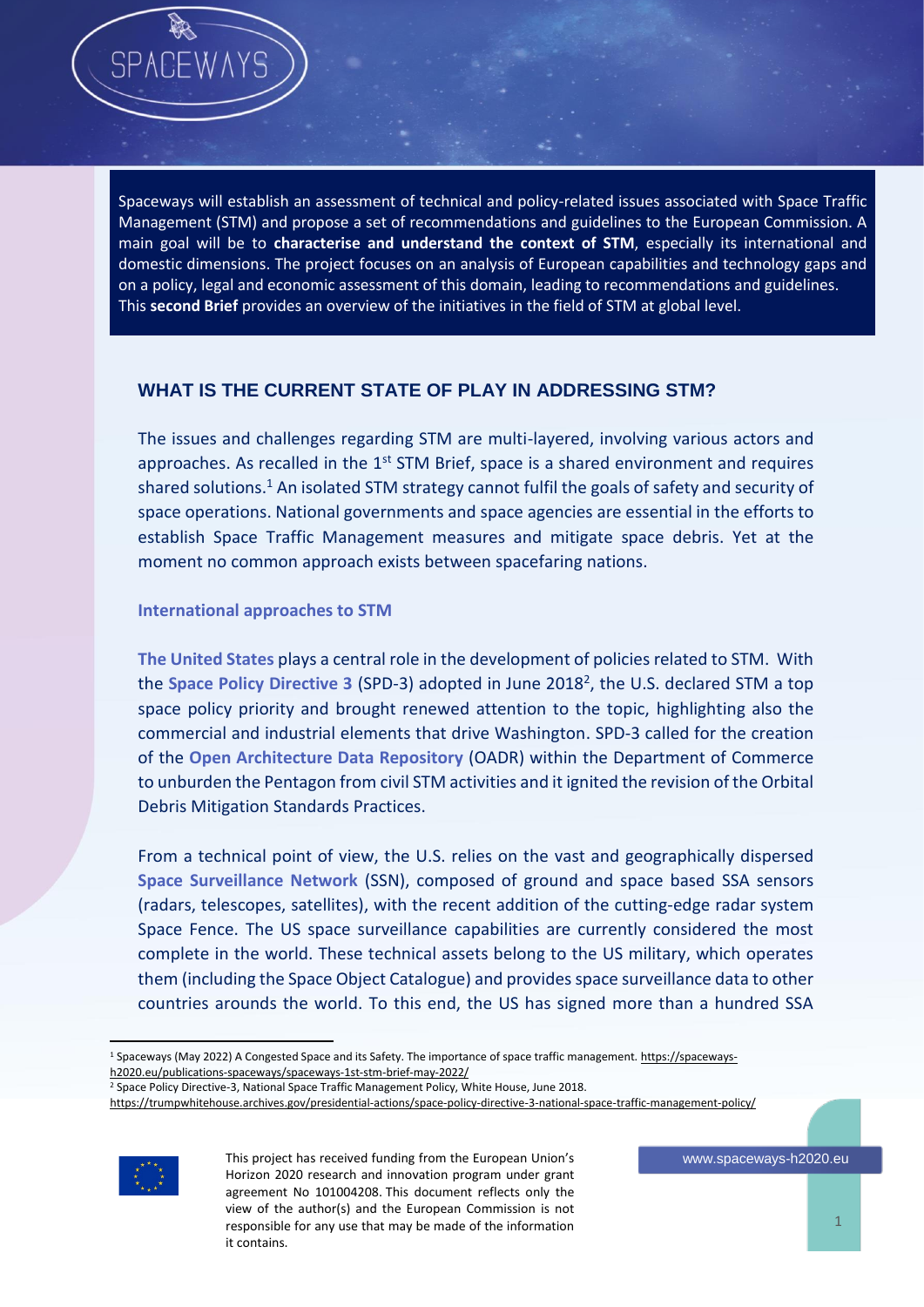Spaceways will establish an assessment of technical and policy-related issues associated with Space Traffic Management (STM) and propose a set of recommendations and guidelines to the European Commission. A main goal will be to **characterise and understand the context of STM**, especially its international and domestic dimensions. The project focuses on an analysis of European capabilities and technology gaps and on a policy, legal and economic assessment of this domain, leading to recommendations and guidelines. This **second Brief** provides an overview of the initiatives in the field of STM at global level.

## WHAT IS THE CURRENT STATE OF PLAY IN ADDRESSING STM?

The issues and challenges regarding STM are multi-layered, involving various actors and approaches. As recalled in the 1st STM Brief, space is a shared environment and requires shared solutions.[1] An isolated STM strategy cannot fulfil the goals of safety and security of space operations. National governments and space agencies are essential in the efforts to establish Space Traffic Management measures and mitigate space debris. Yet at the moment no common approach exists between spacefaring nations.

### International approaches to STM

**The United States** plays a central role in the development of policies related to STM. With the **Space Policy Directive 3** (SPD-3) adopted in June 2018[2], the U.S. declared STM a top space policy priority and brought renewed attention to the topic, highlighting also the commercial and industrial elements that drive Washington. SPD-3 called for the creation of the **Open Architecture Data Repository** (OADR) within the Department of Commerce to unburden the Pentagon from civil STM activities and it ignited the revision of the Orbital Debris Mitigation Standards Practices.

From a technical point of view, the U.S. relies on the vast and geographically dispersed **Space Surveillance Network** (SSN), composed of ground and space based SSA sensors (radars, telescopes, satellites), with the recent addition of the cutting-edge radar system Space Fence. The US space surveillance capabilities are currently considered the most complete in the world. These technical assets belong to the US military, which operates them (including the Space Object Catalogue) and provides space surveillance data to other countries arounds the world. To this end, the US has signed more than a hundred SSA

---

[1] Spaceways (May 2022) A Congested Space and its Safety. The importance of space traffic management. https://spaceways-h2020.eu/publications-spaceways/spaceways-1st-stm-brief-may-2022/

[2] Space Policy Directive-3, National Space Traffic Management Policy, White House, June 2018. https://trumpwhitehouse.archives.gov/presidential-actions/space-policy-directive-3-national-space-traffic-management-policy/

This project has received funding from the European Union's Horizon 2020 research and innovation program under grant agreement No 101004208. This document reflects only the view of the author(s) and the European Commission is not responsible for any use that may be made of the information it contains.

www.spaceways-h2020.eu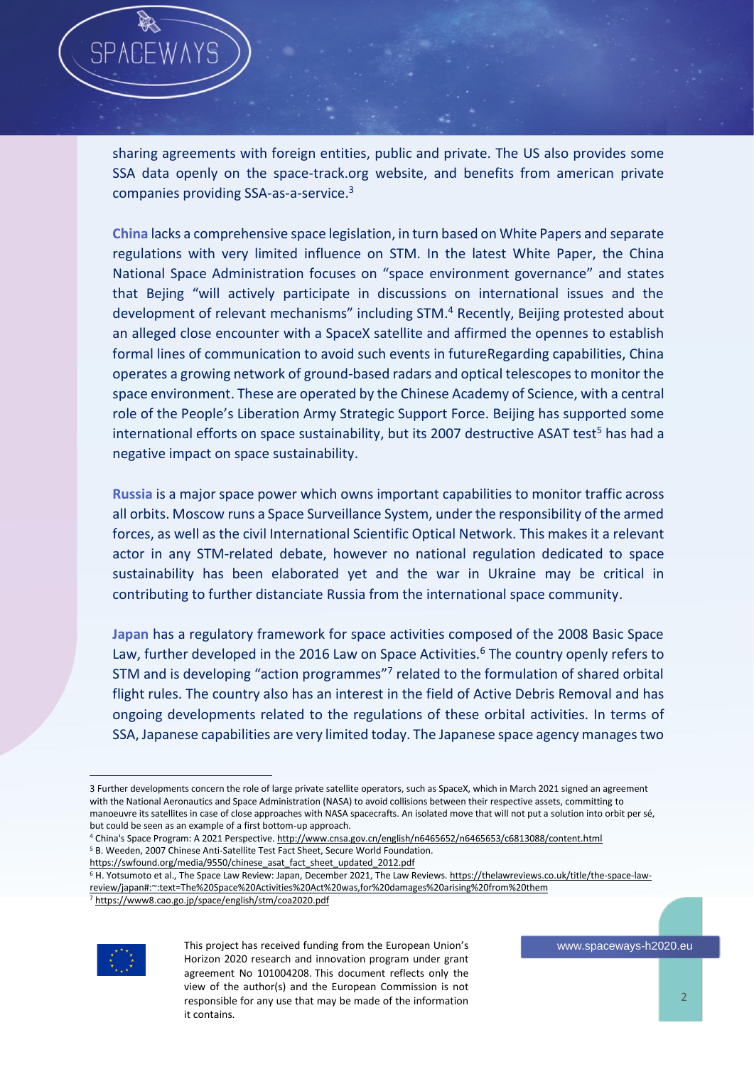sharing agreements with foreign entities, public and private. The US also provides some SSA data openly on the space-track.org website, and benefits from american private companies providing SSA-as-a-service.[3]

**China** lacks a comprehensive space legislation, in turn based on White Papers and separate regulations with very limited influence on STM. In the latest White Paper, the China National Space Administration focuses on "space environment governance" and states that Bejing "will actively participate in discussions on international issues and the development of relevant mechanisms" including STM.[4] Recently, Beijing protested about an alleged close encounter with a SpaceX satellite and affirmed the opennes to establish formal lines of communication to avoid such events in futureRegarding capabilities, China operates a growing network of ground-based radars and optical telescopes to monitor the space environment. These are operated by the Chinese Academy of Science, with a central role of the People's Liberation Army Strategic Support Force. Beijing has supported some international efforts on space sustainability, but its 2007 destructive ASAT test[5] has had a negative impact on space sustainability.

**Russia** is a major space power which owns important capabilities to monitor traffic across all orbits. Moscow runs a Space Surveillance System, under the responsibility of the armed forces, as well as the civil International Scientific Optical Network. This makes it a relevant actor in any STM-related debate, however no national regulation dedicated to space sustainability has been elaborated yet and the war in Ukraine may be critical in contributing to further distanciate Russia from the international space community.

**Japan** has a regulatory framework for space activities composed of the 2008 Basic Space Law, further developed in the 2016 Law on Space Activities.[6] The country openly refers to STM and is developing "action programmes"[7] related to the formulation of shared orbital flight rules. The country also has an interest in the field of Active Debris Removal and has ongoing developments related to the regulations of these orbital activities. In terms of SSA, Japanese capabilities are very limited today. The Japanese space agency manages two

---

3 Further developments concern the role of large private satellite operators, such as SpaceX, which in March 2021 signed an agreement with the National Aeronautics and Space Administration (NASA) to avoid collisions between their respective assets, committing to manoeuvre its satellites in case of close approaches with NASA spacecrafts. An isolated move that will not put a solution into orbit per sé, but could be seen as an example of a first bottom-up approach.

4 China's Space Program: A 2021 Perspective. http://www.cnsa.gov.cn/english/n6465652/n6465653/c6813088/content.html

5 B. Weeden, 2007 Chinese Anti-Satellite Test Fact Sheet, Secure World Foundation. https://swfound.org/media/9550/chinese_asat_fact_sheet_updated_2012.pdf

6 H. Yotsumoto et al., The Space Law Review: Japan, December 2021, The Law Reviews. https://thelawreviews.co.uk/title/the-space-law-review/japan#:~:text=The%20Space%20Activities%20Act%20was,for%20damages%20arising%20from%20them

7 https://www8.cao.go.jp/space/english/stm/coa2020.pdf

This project has received funding from the European Union's Horizon 2020 research and innovation program under grant agreement No 101004208. This document reflects only the view of the author(s) and the European Commission is not responsible for any use that may be made of the information it contains.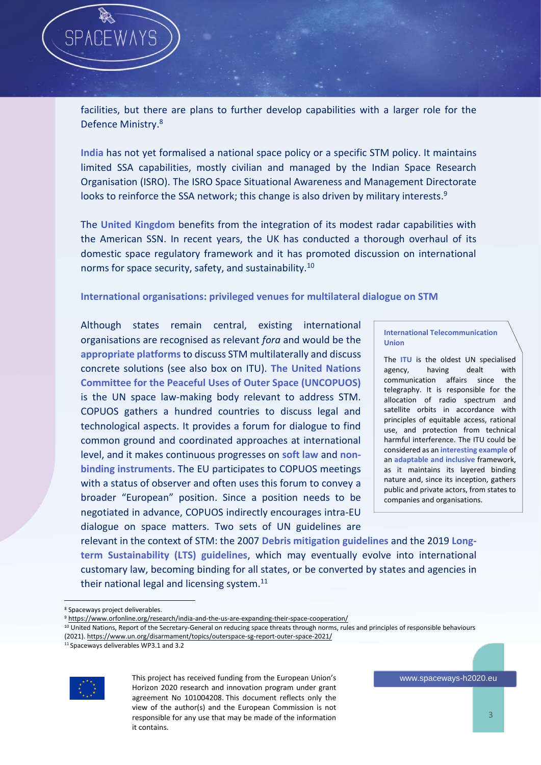facilities, but there are plans to further develop capabilities with a larger role for the Defence Ministry.[8]

**India** has not yet formalised a national space policy or a specific STM policy. It maintains limited SSA capabilities, mostly civilian and managed by the Indian Space Research Organisation (ISRO). The ISRO Space Situational Awareness and Management Directorate looks to reinforce the SSA network; this change is also driven by military interests.[9]

The **United Kingdom** benefits from the integration of its modest radar capabilities with the American SSN. In recent years, the UK has conducted a thorough overhaul of its domestic space regulatory framework and it has promoted discussion on international norms for space security, safety, and sustainability.[10]

### International organisations: privileged venues for multilateral dialogue on STM

Although states remain central, existing international organisations are recognised as relevant *fora* and would be the **appropriate platforms** to discuss STM multilaterally and discuss concrete solutions (see also box on ITU). **The United Nations Committee for the Peaceful Uses of Outer Space (UNCOPUOS)** is the UN space law-making body relevant to address STM. COPUOS gathers a hundred countries to discuss legal and technological aspects. It provides a forum for dialogue to find common ground and coordinated approaches at international level, and it makes continuous progresses on **soft law** and **non-binding instruments**. The EU participates to COPUOS meetings with a status of observer and often uses this forum to convey a broader "European" position. Since a position needs to be negotiated in advance, COPUOS indirectly encourages intra-EU dialogue on space matters. Two sets of UN guidelines are relevant in the context of STM: the 2007 **Debris mitigation guidelines** and the 2019 **Long-term Sustainability (LTS) guidelines**, which may eventually evolve into international customary law, becoming binding for all states, or be converted by states and agencies in their national legal and licensing system.[11]

> **International Telecommunication Union**
>
> The **ITU** is the oldest UN specialised agency, having dealt with communication affairs since the telegraphy. It is responsible for the allocation of radio spectrum and satellite orbits in accordance with principles of equitable access, rational use, and protection from technical harmful interference. The ITU could be considered as an **interesting example** of an **adaptable and inclusive** framework, as it maintains its layered binding nature and, since its inception, gathers public and private actors, from states to companies and organisations.

---

[8] Spaceways project deliverables.

[9] https://www.orfonline.org/research/india-and-the-us-are-expanding-their-space-cooperation/

[10] United Nations, Report of the Secretary-General on reducing space threats through norms, rules and principles of responsible behaviours (2021). https://www.un.org/disarmament/topics/outerspace-sg-report-outer-space-2021/

[11] Spaceways deliverables WP3.1 and 3.2

This project has received funding from the European Union's Horizon 2020 research and innovation program under grant agreement No 101004208. This document reflects only the view of the author(s) and the European Commission is not responsible for any use that may be made of the information it contains.

www.spaceways-h2020.eu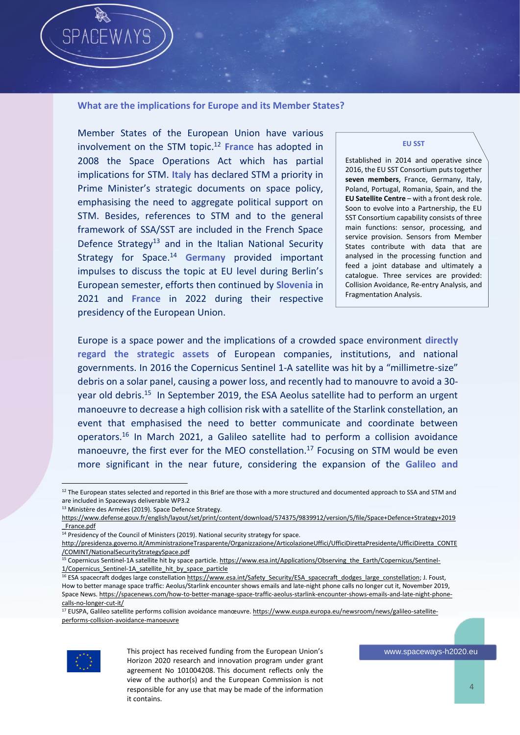## What are the implications for Europe and its Member States?

Member States of the European Union have various involvement on the STM topic.[12] **France** has adopted in 2008 the Space Operations Act which has partial implications for STM. **Italy** has declared STM a priority in Prime Minister's strategic documents on space policy, emphasising the need to aggregate political support on STM. Besides, references to STM and to the general framework of SSA/SST are included in the French Space Defence Strategy[13] and in the Italian National Security Strategy for Space.[14] **Germany** provided important impulses to discuss the topic at EU level during Berlin's European semester, efforts then continued by **Slovenia** in 2021 and **France** in 2022 during their respective presidency of the European Union.

> **EU SST**
>
> Established in 2014 and operative since 2016, the EU SST Consortium puts together **seven members**, France, Germany, Italy, Poland, Portugal, Romania, Spain, and the **EU Satellite Centre** – with a front desk role. Soon to evolve into a Partnership, the EU SST Consortium capability consists of three main functions: sensor, processing, and service provision. Sensors from Member States contribute with data that are analysed in the processing function and feed a joint database and ultimately a catalogue. Three services are provided: Collision Avoidance, Re-entry Analysis, and Fragmentation Analysis.

Europe is a space power and the implications of a crowded space environment **directly regard the strategic assets** of European companies, institutions, and national governments. In 2016 the Copernicus Sentinel 1-A satellite was hit by a "millimetre-size" debris on a solar panel, causing a power loss, and recently had to manouvre to avoid a 30-year old debris.[15] In September 2019, the ESA Aeolus satellite had to perform an urgent manoeuvre to decrease a high collision risk with a satellite of the Starlink constellation, an event that emphasised the need to better communicate and coordinate between operators.[16] In March 2021, a Galileo satellite had to perform a collision avoidance manoeuvre, the first ever for the MEO constellation.[17] Focusing on STM would be even more significant in the near future, considering the expansion of the **Galileo and**

---

[12] The European states selected and reported in this Brief are those with a more structured and documented approach to SSA and STM and are included in Spaceways deliverable WP3.2

[13] Ministère des Armées (2019). Space Defence Strategy. https://www.defense.gouv.fr/english/layout/set/print/content/download/574375/9839912/version/5/file/Space+Defence+Strategy+2019_France.pdf

[14] Presidency of the Council of Ministers (2019). National security strategy for space. http://presidenza.governo.it/AmministrazioneTrasparente/Organizzazione/ArticolazioneUffici/UfficiDirettaPresidente/UfficiDiretta_CONTE/COMINT/NationalSecurityStrategySpace.pdf

[15] Copernicus Sentinel-1A satellite hit by space particle. https://www.esa.int/Applications/Observing_the_Earth/Copernicus/Sentinel-1/Copernicus_Sentinel-1A_satellite_hit_by_space_particle

[16] ESA spacecraft dodges large constellation https://www.esa.int/Safety_Security/ESA_spacecraft_dodges_large_constellation; J. Foust, How to better manage space traffic: Aeolus/Starlink encounter shows emails and late-night phone calls no longer cut it, November 2019, Space News. https://spacenews.com/how-to-better-manage-space-traffic-aeolus-starlink-encounter-shows-emails-and-late-night-phone-calls-no-longer-cut-it/

[17] EUSPA, Galileo satellite performs collision avoidance manœuvre. https://www.euspa.europa.eu/newsroom/news/galileo-satellite-performs-collision-avoidance-manoeuvre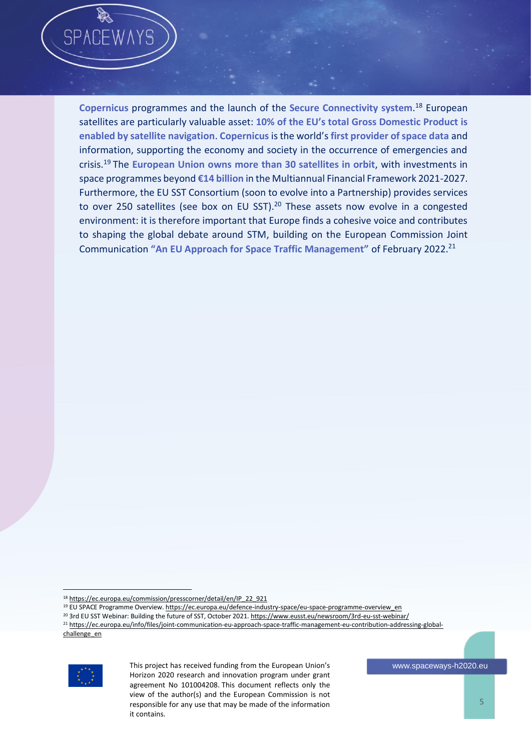**Copernicus** programmes and the launch of the **Secure Connectivity system**.[18] European satellites are particularly valuable asset: **10% of the EU's total Gross Domestic Product is enabled by satellite navigation**. **Copernicus** is the world's **first provider of space data** and information, supporting the economy and society in the occurrence of emergencies and crisis.[19] The **European Union owns more than 30 satellites in orbit**, with investments in space programmes beyond **€14 billion** in the Multiannual Financial Framework 2021-2027. Furthermore, the EU SST Consortium (soon to evolve into a Partnership) provides services to over 250 satellites (see box on EU SST).[20] These assets now evolve in a congested environment: it is therefore important that Europe finds a cohesive voice and contributes to shaping the global debate around STM, building on the European Commission Joint Communication **"An EU Approach for Space Traffic Management"** of February 2022.[21]

---

[18] https://ec.europa.eu/commission/presscorner/detail/en/IP_22_921

[19] EU SPACE Programme Overview. https://ec.europa.eu/defence-industry-space/eu-space-programme-overview_en

[20] 3rd EU SST Webinar: Building the future of SST, October 2021. https://www.eusst.eu/newsroom/3rd-eu-sst-webinar/

[21] https://ec.europa.eu/info/files/joint-communication-eu-approach-space-traffic-management-eu-contribution-addressing-global-challenge_en

This project has received funding from the European Union's Horizon 2020 research and innovation program under grant agreement No 101004208. This document reflects only the view of the author(s) and the European Commission is not responsible for any use that may be made of the information it contains.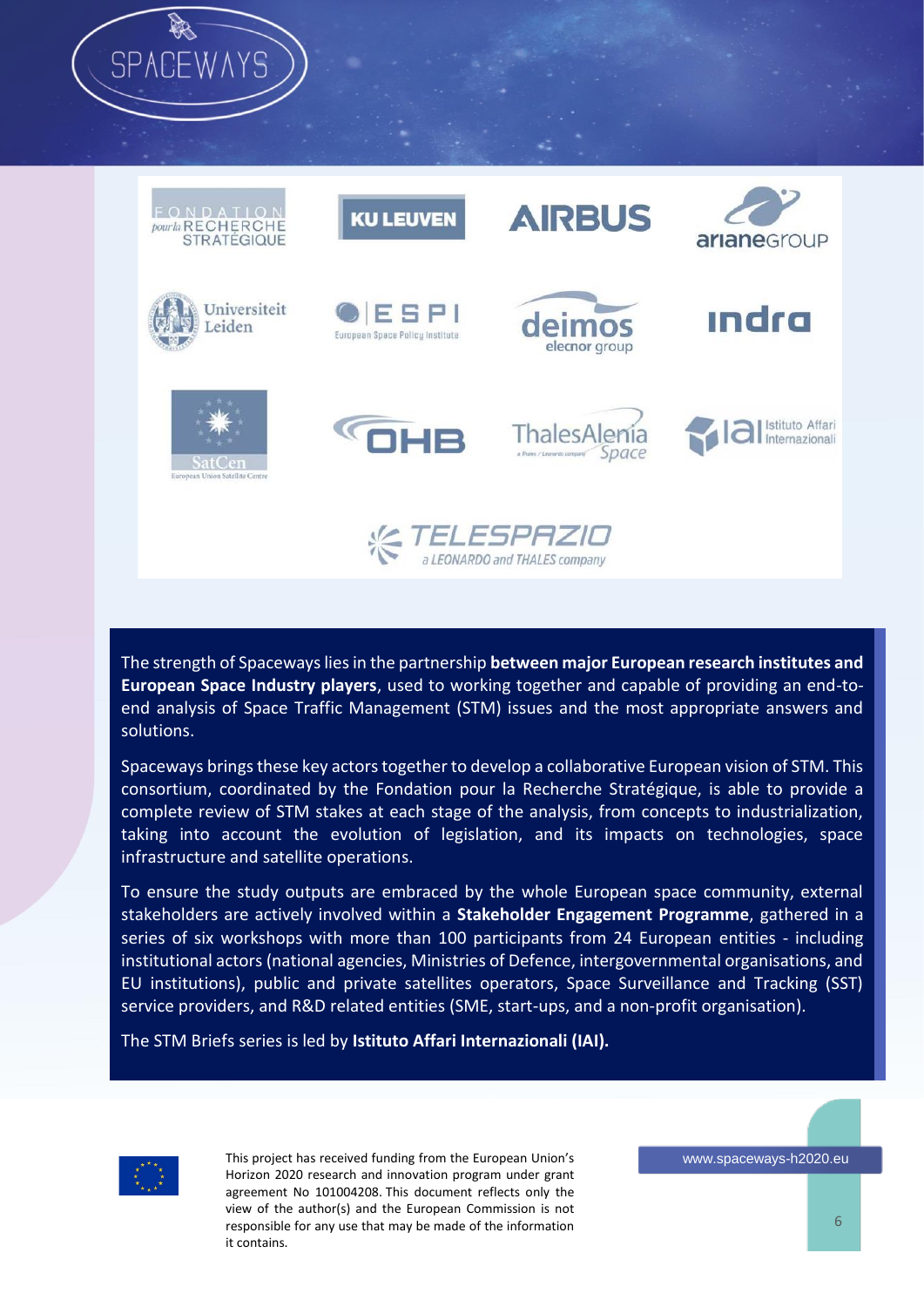The strength of Spaceways lies in the partnership **between major European research institutes and European Space Industry players**, used to working together and capable of providing an end-to-end analysis of Space Traffic Management (STM) issues and the most appropriate answers and solutions.

Spaceways brings these key actors together to develop a collaborative European vision of STM. This consortium, coordinated by the Fondation pour la Recherche Stratégique, is able to provide a complete review of STM stakes at each stage of the analysis, from concepts to industrialization, taking into account the evolution of legislation, and its impacts on technologies, space infrastructure and satellite operations.

To ensure the study outputs are embraced by the whole European space community, external stakeholders are actively involved within a **Stakeholder Engagement Programme**, gathered in a series of six workshops with more than 100 participants from 24 European entities - including institutional actors (national agencies, Ministries of Defence, intergovernmental organisations, and EU institutions), public and private satellites operators, Space Surveillance and Tracking (SST) service providers, and R&D related entities (SME, start-ups, and a non-profit organisation).

The STM Briefs series is led by **Istituto Affari Internazionali (IAI).**

This project has received funding from the European Union's Horizon 2020 research and innovation program under grant agreement No 101004208. This document reflects only the view of the author(s) and the European Commission is not responsible for any use that may be made of the information it contains.

www.spaceways-h2020.eu